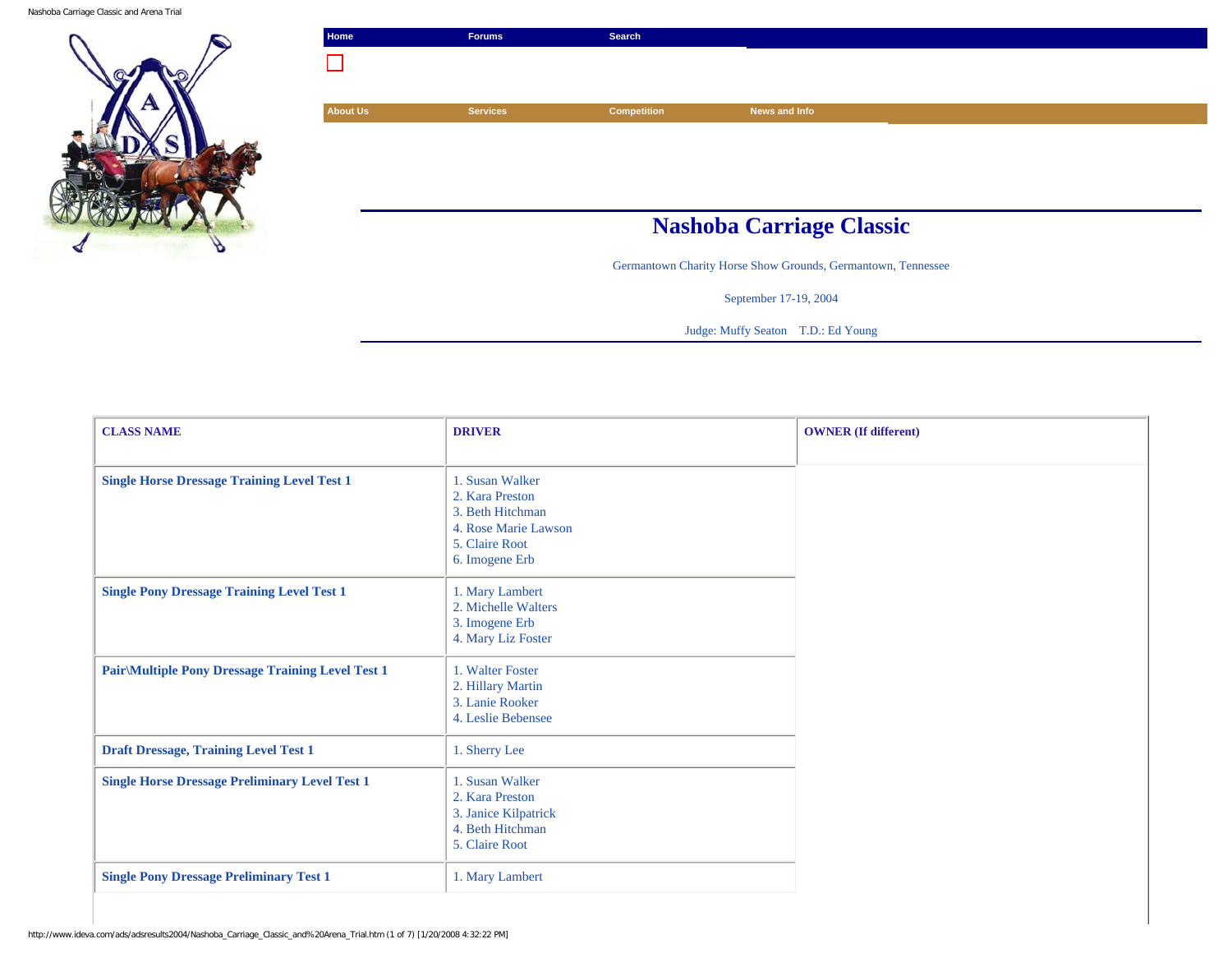Home | Forums | Search

About Us | Services | Competition | News and Info

# Nashoba Carriage Classic

Germantown Charity Horse Show Grounds, Germantown, Tennessee

September 17-19, 2004

Judge: Muffy Seaton    T.D.: Ed Young

| CLASS NAME | DRIVER | OWNER (If different) |
|---|---|---|
| **Single Horse Dressage Training Level Test 1** | 1. Susan Walker<br>2. Kara Preston<br>3. Beth Hitchman<br>4. Rose Marie Lawson<br>5. Claire Root<br>6. Imogene Erb | |
| **Single Pony Dressage Training Level Test 1** | 1. Mary Lambert<br>2. Michelle Walters<br>3. Imogene Erb<br>4. Mary Liz Foster | |
| **Pair\Multiple Pony Dressage Training Level Test 1** | 1. Walter Foster<br>2. Hillary Martin<br>3. Lanie Rooker<br>4. Leslie Bebensee | |
| **Draft Dressage, Training Level Test 1** | 1. Sherry Lee | |
| **Single Horse Dressage Preliminary Level Test 1** | 1. Susan Walker<br>2. Kara Preston<br>3. Janice Kilpatrick<br>4. Beth Hitchman<br>5. Claire Root | |
| **Single Pony Dressage Preliminary Test 1** | 1. Mary Lambert | |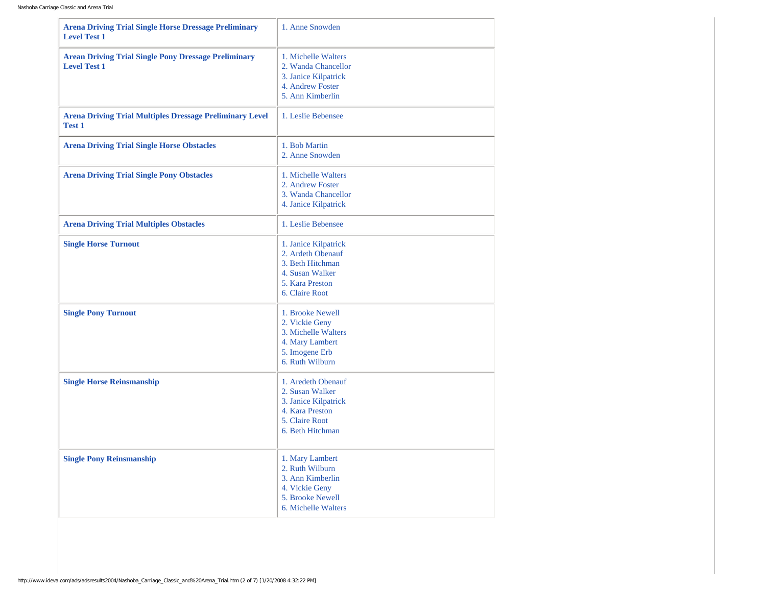| | |
|---|---|
| **Arena Driving Trial Single Horse Dressage Preliminary Level Test 1** | 1. Anne Snowden |
| **Arean Driving Trial Single Pony Dressage Preliminary Level Test 1** | 1. Michelle Walters<br>2. Wanda Chancellor<br>3. Janice Kilpatrick<br>4. Andrew Foster<br>5. Ann Kimberlin |
| **Arena Driving Trial Multiples Dressage Preliminary Level Test 1** | 1. Leslie Bebensee |
| **Arena Driving Trial Single Horse Obstacles** | 1. Bob Martin<br>2. Anne Snowden |
| **Arena Driving Trial Single Pony Obstacles** | 1. Michelle Walters<br>2. Andrew Foster<br>3. Wanda Chancellor<br>4. Janice Kilpatrick |
| **Arena Driving Trial Multiples Obstacles** | 1. Leslie Bebensee |
| **Single Horse Turnout** | 1. Janice Kilpatrick<br>2. Ardeth Obenauf<br>3. Beth Hitchman<br>4. Susan Walker<br>5. Kara Preston<br>6. Claire Root |
| **Single Pony Turnout** | 1. Brooke Newell<br>2. Vickie Geny<br>3. Michelle Walters<br>4. Mary Lambert<br>5. Imogene Erb<br>6. Ruth Wilburn |
| **Single Horse Reinsmanship** | 1. Aredeth Obenauf<br>2. Susan Walker<br>3. Janice Kilpatrick<br>4. Kara Preston<br>5. Claire Root<br>6. Beth Hitchman |
| **Single Pony Reinsmanship** | 1. Mary Lambert<br>2. Ruth Wilburn<br>3. Ann Kimberlin<br>4. Vickie Geny<br>5. Brooke Newell<br>6. Michelle Walters |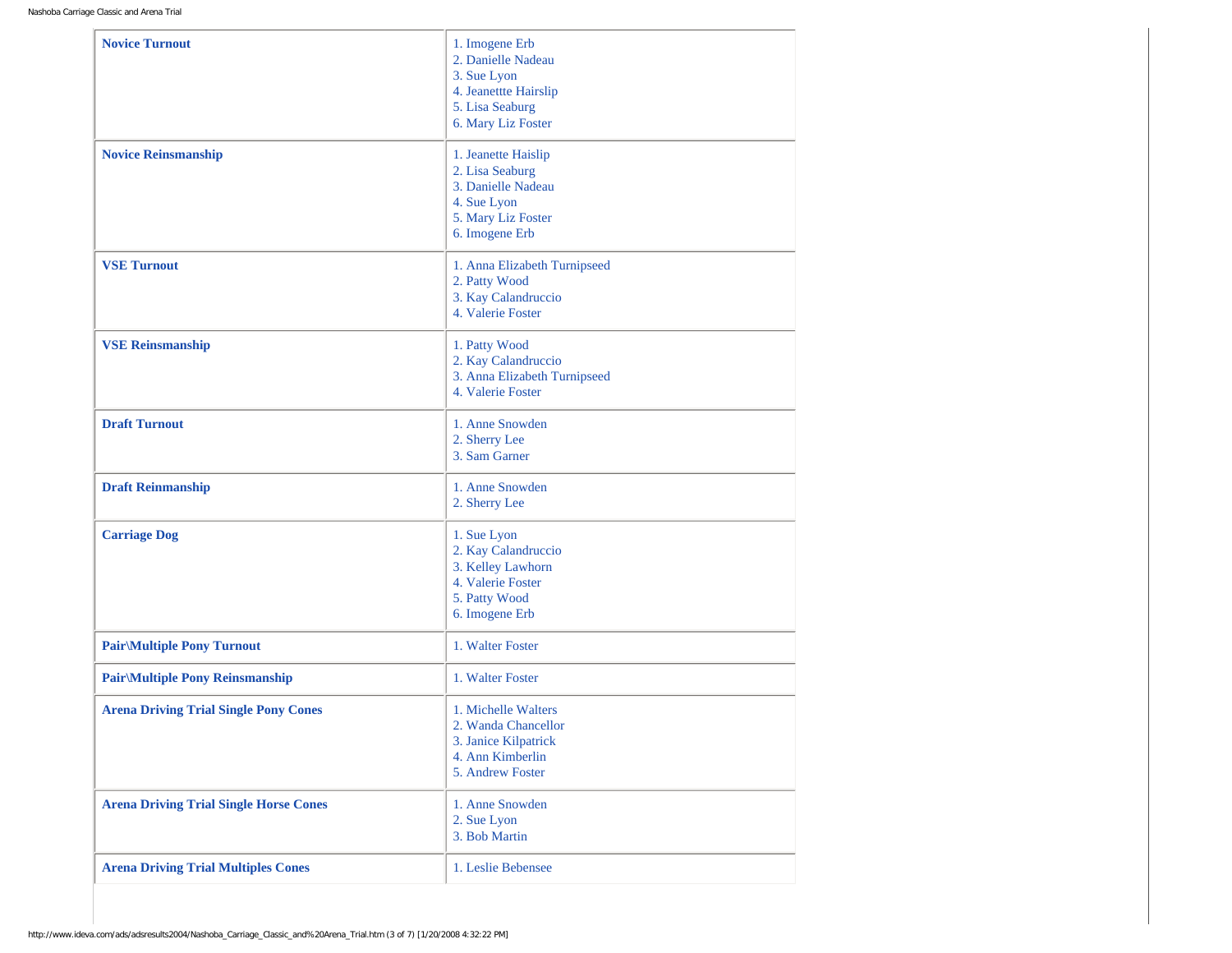| | |
|---|---|
| **Novice Turnout** | 1. Imogene Erb<br>2. Danielle Nadeau<br>3. Sue Lyon<br>4. Jeanettte Hairslip<br>5. Lisa Seaburg<br>6. Mary Liz Foster |
| **Novice Reinsmanship** | 1. Jeanette Haislip<br>2. Lisa Seaburg<br>3. Danielle Nadeau<br>4. Sue Lyon<br>5. Mary Liz Foster<br>6. Imogene Erb |
| **VSE Turnout** | 1. Anna Elizabeth Turnipseed<br>2. Patty Wood<br>3. Kay Calandruccio<br>4. Valerie Foster |
| **VSE Reinsmanship** | 1. Patty Wood<br>2. Kay Calandruccio<br>3. Anna Elizabeth Turnipseed<br>4. Valerie Foster |
| **Draft Turnout** | 1. Anne Snowden<br>2. Sherry Lee<br>3. Sam Garner |
| **Draft Reinmanship** | 1. Anne Snowden<br>2. Sherry Lee |
| **Carriage Dog** | 1. Sue Lyon<br>2. Kay Calandruccio<br>3. Kelley Lawhorn<br>4. Valerie Foster<br>5. Patty Wood<br>6. Imogene Erb |
| **Pair\Multiple Pony Turnout** | 1. Walter Foster |
| **Pair\Multiple Pony Reinsmanship** | 1. Walter Foster |
| **Arena Driving Trial Single Pony Cones** | 1. Michelle Walters<br>2. Wanda Chancellor<br>3. Janice Kilpatrick<br>4. Ann Kimberlin<br>5. Andrew Foster |
| **Arena Driving Trial Single Horse Cones** | 1. Anne Snowden<br>2. Sue Lyon<br>3. Bob Martin |
| **Arena Driving Trial Multiples Cones** | 1. Leslie Bebensee |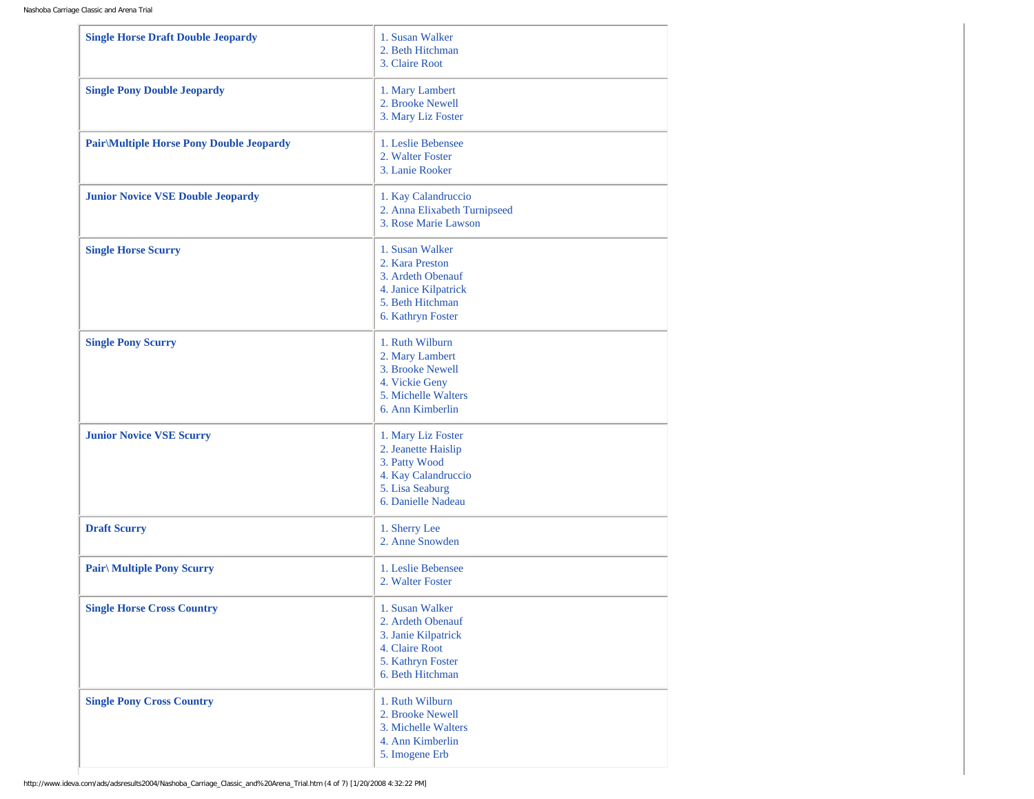| | |
|---|---|
| **Single Horse Draft Double Jeopardy** | 1. Susan Walker<br>2. Beth Hitchman<br>3. Claire Root |
| **Single Pony Double Jeopardy** | 1. Mary Lambert<br>2. Brooke Newell<br>3. Mary Liz Foster |
| **Pair\Multiple Horse Pony Double Jeopardy** | 1. Leslie Bebensee<br>2. Walter Foster<br>3. Lanie Rooker |
| **Junior Novice VSE Double Jeopardy** | 1. Kay Calandruccio<br>2. Anna Elixabeth Turnipseed<br>3. Rose Marie Lawson |
| **Single Horse Scurry** | 1. Susan Walker<br>2. Kara Preston<br>3. Ardeth Obenauf<br>4. Janice Kilpatrick<br>5. Beth Hitchman<br>6. Kathryn Foster |
| **Single Pony Scurry** | 1. Ruth Wilburn<br>2. Mary Lambert<br>3. Brooke Newell<br>4. Vickie Geny<br>5. Michelle Walters<br>6. Ann Kimberlin |
| **Junior Novice VSE Scurry** | 1. Mary Liz Foster<br>2. Jeanette Haislip<br>3. Patty Wood<br>4. Kay Calandruccio<br>5. Lisa Seaburg<br>6. Danielle Nadeau |
| **Draft Scurry** | 1. Sherry Lee<br>2. Anne Snowden |
| **Pair\ Multiple Pony Scurry** | 1. Leslie Bebensee<br>2. Walter Foster |
| **Single Horse Cross Country** | 1. Susan Walker<br>2. Ardeth Obenauf<br>3. Janie Kilpatrick<br>4. Claire Root<br>5. Kathryn Foster<br>6. Beth Hitchman |
| **Single Pony Cross Country** | 1. Ruth Wilburn<br>2. Brooke Newell<br>3. Michelle Walters<br>4. Ann Kimberlin<br>5. Imogene Erb |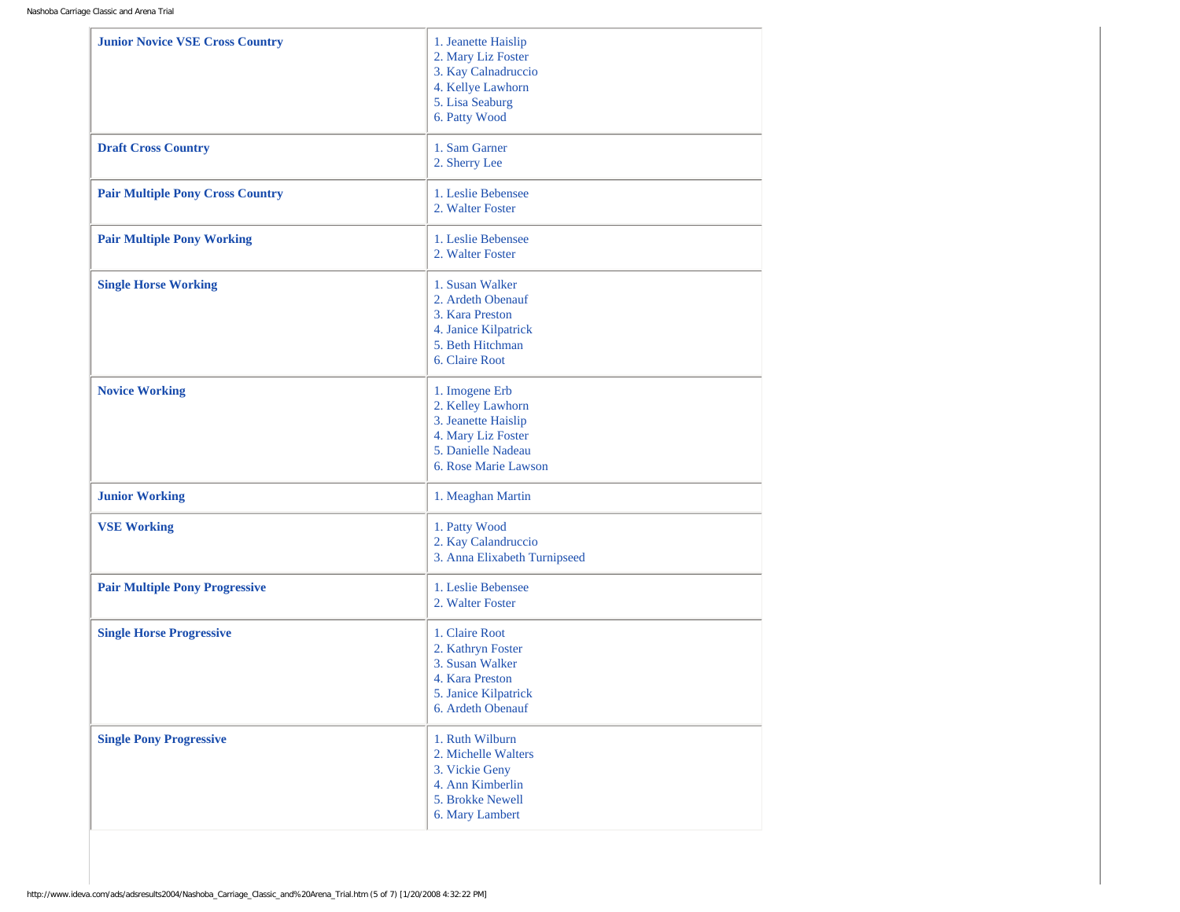| Class | Results |
| --- | --- |
| **Junior Novice VSE Cross Country** | 1. Jeanette Haislip<br>2. Mary Liz Foster<br>3. Kay Calnadruccio<br>4. Kellye Lawhorn<br>5. Lisa Seaburg<br>6. Patty Wood |
| **Draft Cross Country** | 1. Sam Garner<br>2. Sherry Lee |
| **Pair Multiple Pony Cross Country** | 1. Leslie Bebensee<br>2. Walter Foster |
| **Pair Multiple Pony Working** | 1. Leslie Bebensee<br>2. Walter Foster |
| **Single Horse Working** | 1. Susan Walker<br>2. Ardeth Obenauf<br>3. Kara Preston<br>4. Janice Kilpatrick<br>5. Beth Hitchman<br>6. Claire Root |
| **Novice Working** | 1. Imogene Erb<br>2. Kelley Lawhorn<br>3. Jeanette Haislip<br>4. Mary Liz Foster<br>5. Danielle Nadeau<br>6. Rose Marie Lawson |
| **Junior Working** | 1. Meaghan Martin |
| **VSE Working** | 1. Patty Wood<br>2. Kay Calandruccio<br>3. Anna Elixabeth Turnipseed |
| **Pair Multiple Pony Progressive** | 1. Leslie Bebensee<br>2. Walter Foster |
| **Single Horse Progressive** | 1. Claire Root<br>2. Kathryn Foster<br>3. Susan Walker<br>4. Kara Preston<br>5. Janice Kilpatrick<br>6. Ardeth Obenauf |
| **Single Pony Progressive** | 1. Ruth Wilburn<br>2. Michelle Walters<br>3. Vickie Geny<br>4. Ann Kimberlin<br>5. Brokke Newell<br>6. Mary Lambert |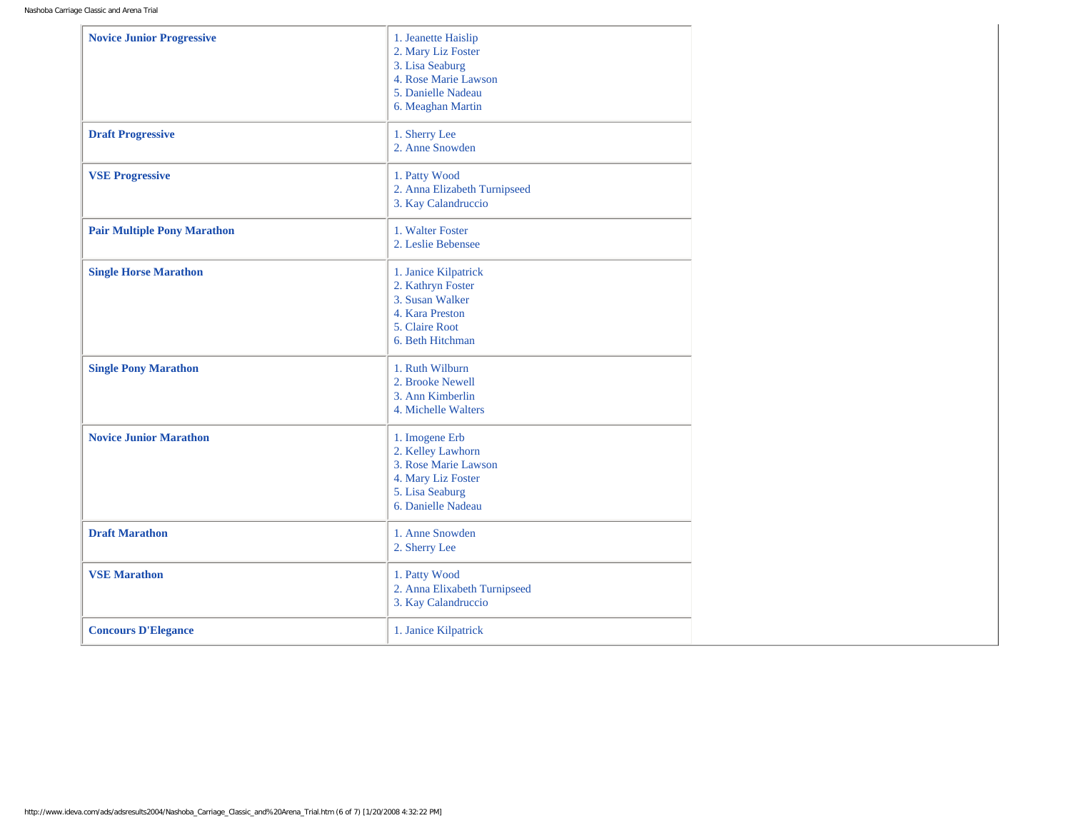| | |
|---|---|
| **Novice Junior Progressive** | 1. Jeanette Haislip<br>2. Mary Liz Foster<br>3. Lisa Seaburg<br>4. Rose Marie Lawson<br>5. Danielle Nadeau<br>6. Meaghan Martin |
| **Draft Progressive** | 1. Sherry Lee<br>2. Anne Snowden |
| **VSE Progressive** | 1. Patty Wood<br>2. Anna Elizabeth Turnipseed<br>3. Kay Calandruccio |
| **Pair Multiple Pony Marathon** | 1. Walter Foster<br>2. Leslie Bebensee |
| **Single Horse Marathon** | 1. Janice Kilpatrick<br>2. Kathryn Foster<br>3. Susan Walker<br>4. Kara Preston<br>5. Claire Root<br>6. Beth Hitchman |
| **Single Pony Marathon** | 1. Ruth Wilburn<br>2. Brooke Newell<br>3. Ann Kimberlin<br>4. Michelle Walters |
| **Novice Junior Marathon** | 1. Imogene Erb<br>2. Kelley Lawhorn<br>3. Rose Marie Lawson<br>4. Mary Liz Foster<br>5. Lisa Seaburg<br>6. Danielle Nadeau |
| **Draft Marathon** | 1. Anne Snowden<br>2. Sherry Lee |
| **VSE Marathon** | 1. Patty Wood<br>2. Anna Elixabeth Turnipseed<br>3. Kay Calandruccio |
| **Concours D'Elegance** | 1. Janice Kilpatrick |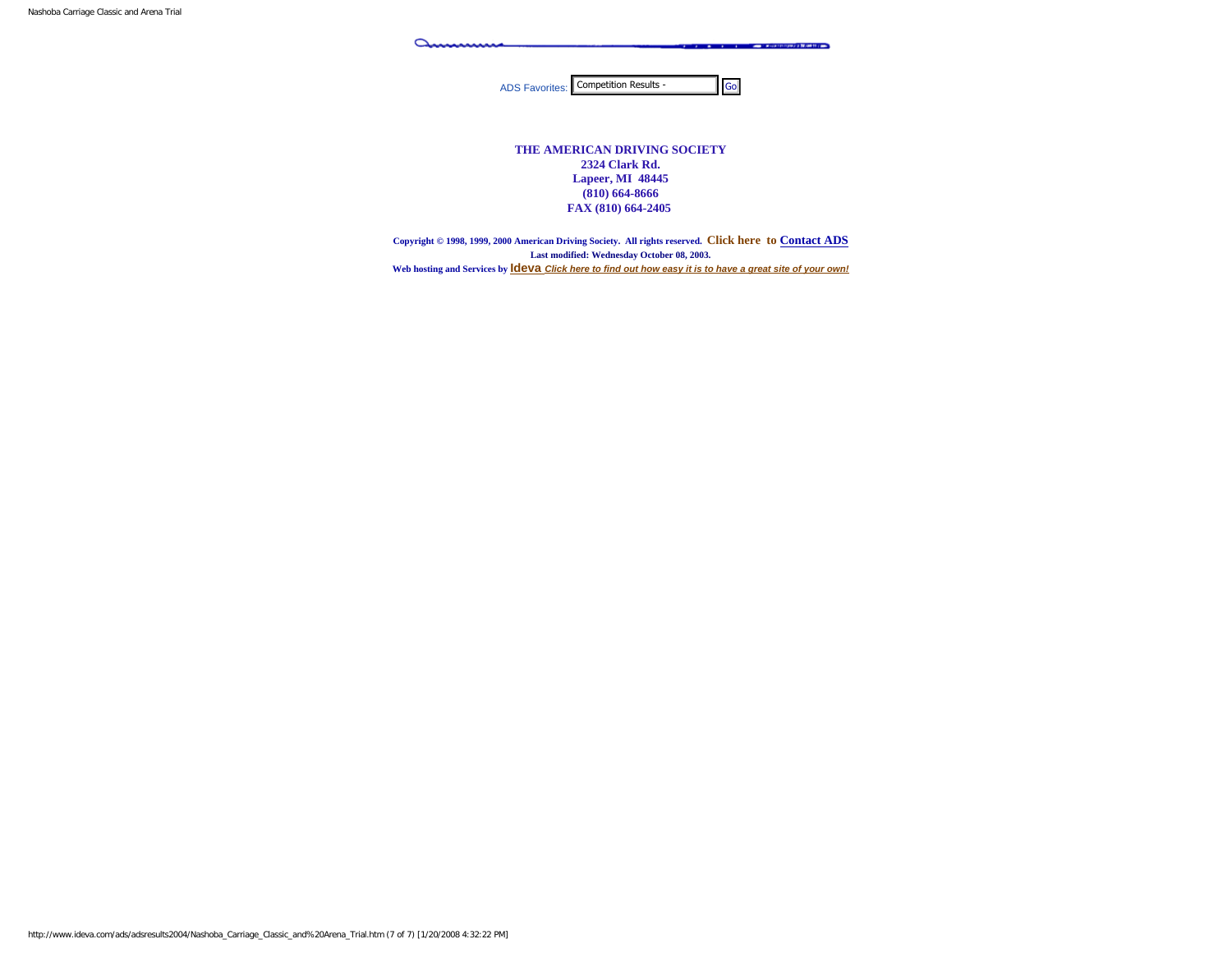ADS Favorites: Competition Results - Go

**THE AMERICAN DRIVING SOCIETY**
**2324 Clark Rd.**
**Lapeer, MI 48445**
**(810) 664-8666**
**FAX (810) 664-2405**

**Copyright © 1998, 1999, 2000 American Driving Society. All rights reserved. Click here to Contact ADS**
**Last modified: Wednesday October 08, 2003.**
**Web hosting and Services by Ideva** ***Click here to find out how easy it is to have a great site of your own!***